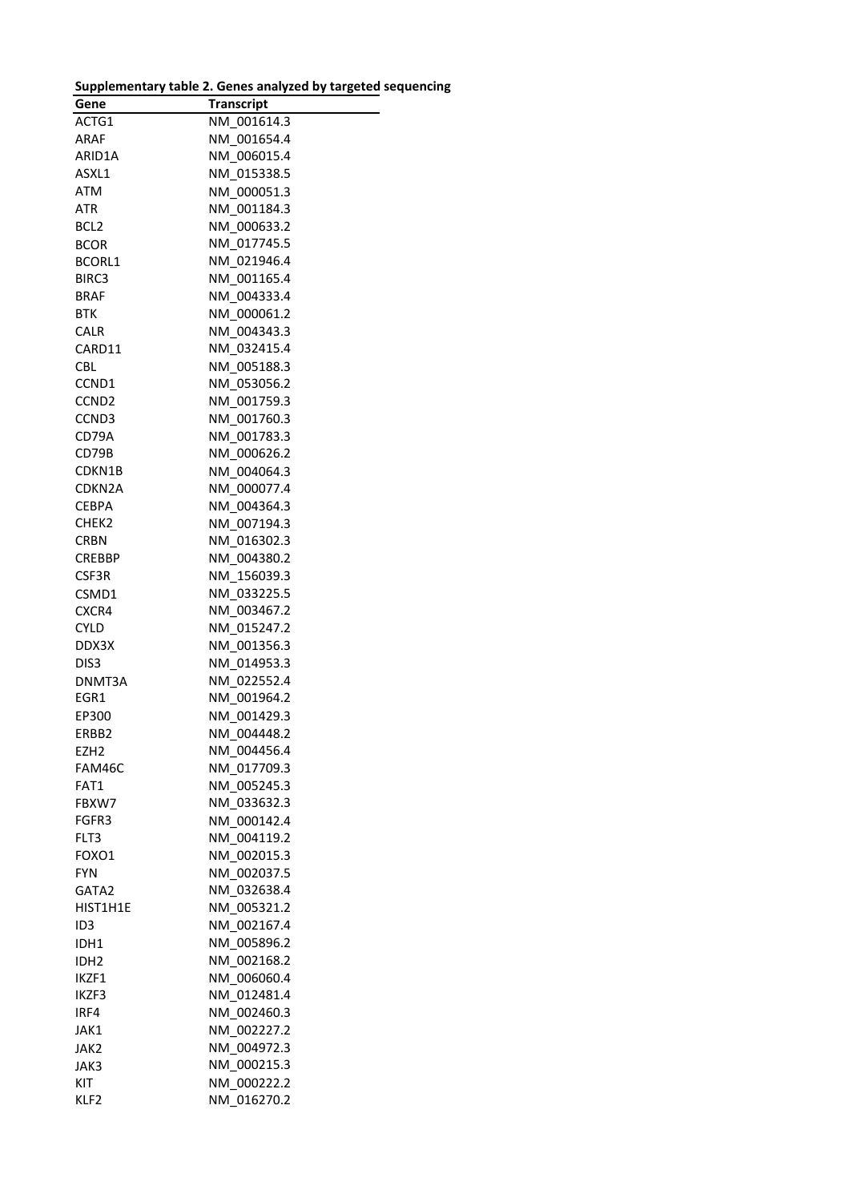**Supplementary table 2. Genes analyzed by targeted sequencing**

| Gene | Transcript |
|---|---|
| ACTG1 | NM_001614.3 |
| ARAF | NM_001654.4 |
| ARID1A | NM_006015.4 |
| ASXL1 | NM_015338.5 |
| ATM | NM_000051.3 |
| ATR | NM_001184.3 |
| BCL2 | NM_000633.2 |
| BCOR | NM_017745.5 |
| BCORL1 | NM_021946.4 |
| BIRC3 | NM_001165.4 |
| BRAF | NM_004333.4 |
| BTK | NM_000061.2 |
| CALR | NM_004343.3 |
| CARD11 | NM_032415.4 |
| CBL | NM_005188.3 |
| CCND1 | NM_053056.2 |
| CCND2 | NM_001759.3 |
| CCND3 | NM_001760.3 |
| CD79A | NM_001783.3 |
| CD79B | NM_000626.2 |
| CDKN1B | NM_004064.3 |
| CDKN2A | NM_000077.4 |
| CEBPA | NM_004364.3 |
| CHEK2 | NM_007194.3 |
| CRBN | NM_016302.3 |
| CREBBP | NM_004380.2 |
| CSF3R | NM_156039.3 |
| CSMD1 | NM_033225.5 |
| CXCR4 | NM_003467.2 |
| CYLD | NM_015247.2 |
| DDX3X | NM_001356.3 |
| DIS3 | NM_014953.3 |
| DNMT3A | NM_022552.4 |
| EGR1 | NM_001964.2 |
| EP300 | NM_001429.3 |
| ERBB2 | NM_004448.2 |
| EZH2 | NM_004456.4 |
| FAM46C | NM_017709.3 |
| FAT1 | NM_005245.3 |
| FBXW7 | NM_033632.3 |
| FGFR3 | NM_000142.4 |
| FLT3 | NM_004119.2 |
| FOXO1 | NM_002015.3 |
| FYN | NM_002037.5 |
| GATA2 | NM_032638.4 |
| HIST1H1E | NM_005321.2 |
| ID3 | NM_002167.4 |
| IDH1 | NM_005896.2 |
| IDH2 | NM_002168.2 |
| IKZF1 | NM_006060.4 |
| IKZF3 | NM_012481.4 |
| IRF4 | NM_002460.3 |
| JAK1 | NM_002227.2 |
| JAK2 | NM_004972.3 |
| JAK3 | NM_000215.3 |
| KIT | NM_000222.2 |
| KLF2 | NM_016270.2 |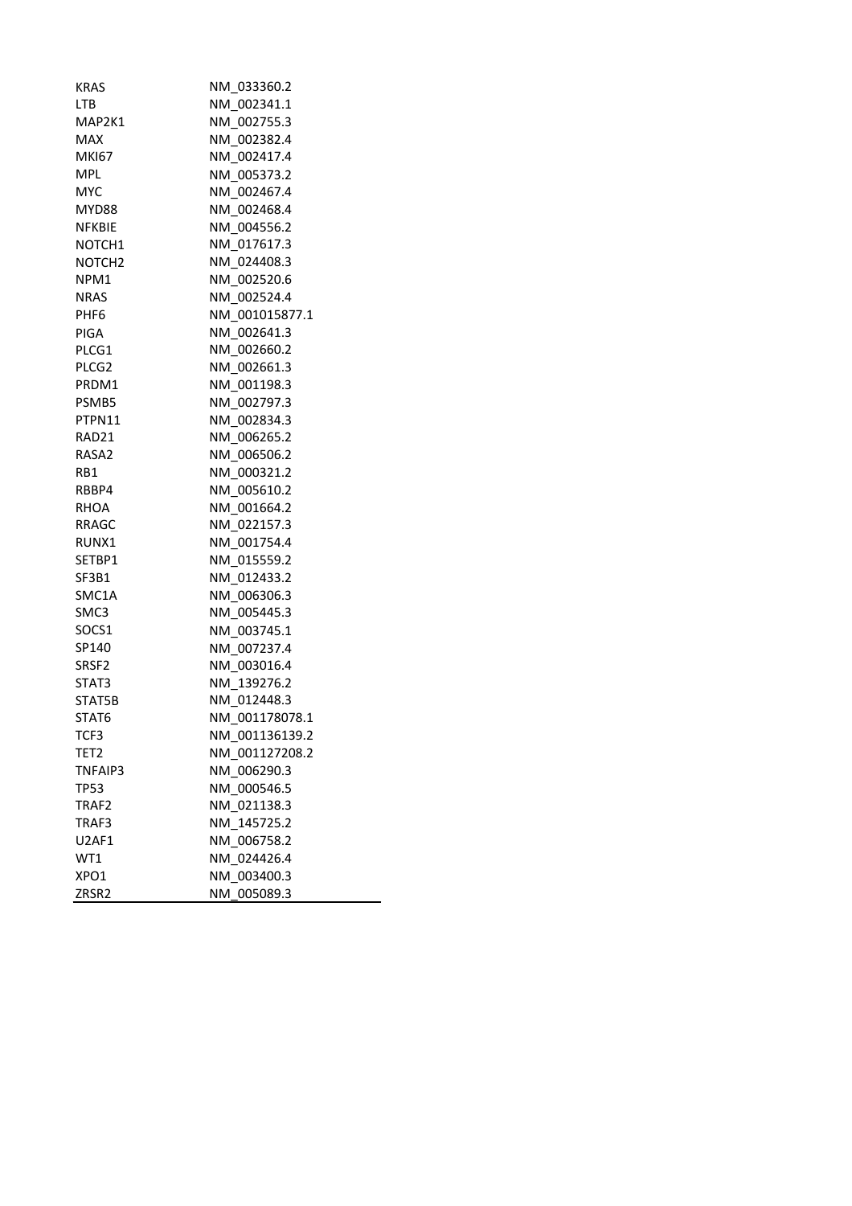| | |
|---|---|
| KRAS | NM_033360.2 |
| LTB | NM_002341.1 |
| MAP2K1 | NM_002755.3 |
| MAX | NM_002382.4 |
| MKI67 | NM_002417.4 |
| MPL | NM_005373.2 |
| MYC | NM_002467.4 |
| MYD88 | NM_002468.4 |
| NFKBIE | NM_004556.2 |
| NOTCH1 | NM_017617.3 |
| NOTCH2 | NM_024408.3 |
| NPM1 | NM_002520.6 |
| NRAS | NM_002524.4 |
| PHF6 | NM_001015877.1 |
| PIGA | NM_002641.3 |
| PLCG1 | NM_002660.2 |
| PLCG2 | NM_002661.3 |
| PRDM1 | NM_001198.3 |
| PSMB5 | NM_002797.3 |
| PTPN11 | NM_002834.3 |
| RAD21 | NM_006265.2 |
| RASA2 | NM_006506.2 |
| RB1 | NM_000321.2 |
| RBBP4 | NM_005610.2 |
| RHOA | NM_001664.2 |
| RRAGC | NM_022157.3 |
| RUNX1 | NM_001754.4 |
| SETBP1 | NM_015559.2 |
| SF3B1 | NM_012433.2 |
| SMC1A | NM_006306.3 |
| SMC3 | NM_005445.3 |
| SOCS1 | NM_003745.1 |
| SP140 | NM_007237.4 |
| SRSF2 | NM_003016.4 |
| STAT3 | NM_139276.2 |
| STAT5B | NM_012448.3 |
| STAT6 | NM_001178078.1 |
| TCF3 | NM_001136139.2 |
| TET2 | NM_001127208.2 |
| TNFAIP3 | NM_006290.3 |
| TP53 | NM_000546.5 |
| TRAF2 | NM_021138.3 |
| TRAF3 | NM_145725.2 |
| U2AF1 | NM_006758.2 |
| WT1 | NM_024426.4 |
| XPO1 | NM_003400.3 |
| ZRSR2 | NM_005089.3 |